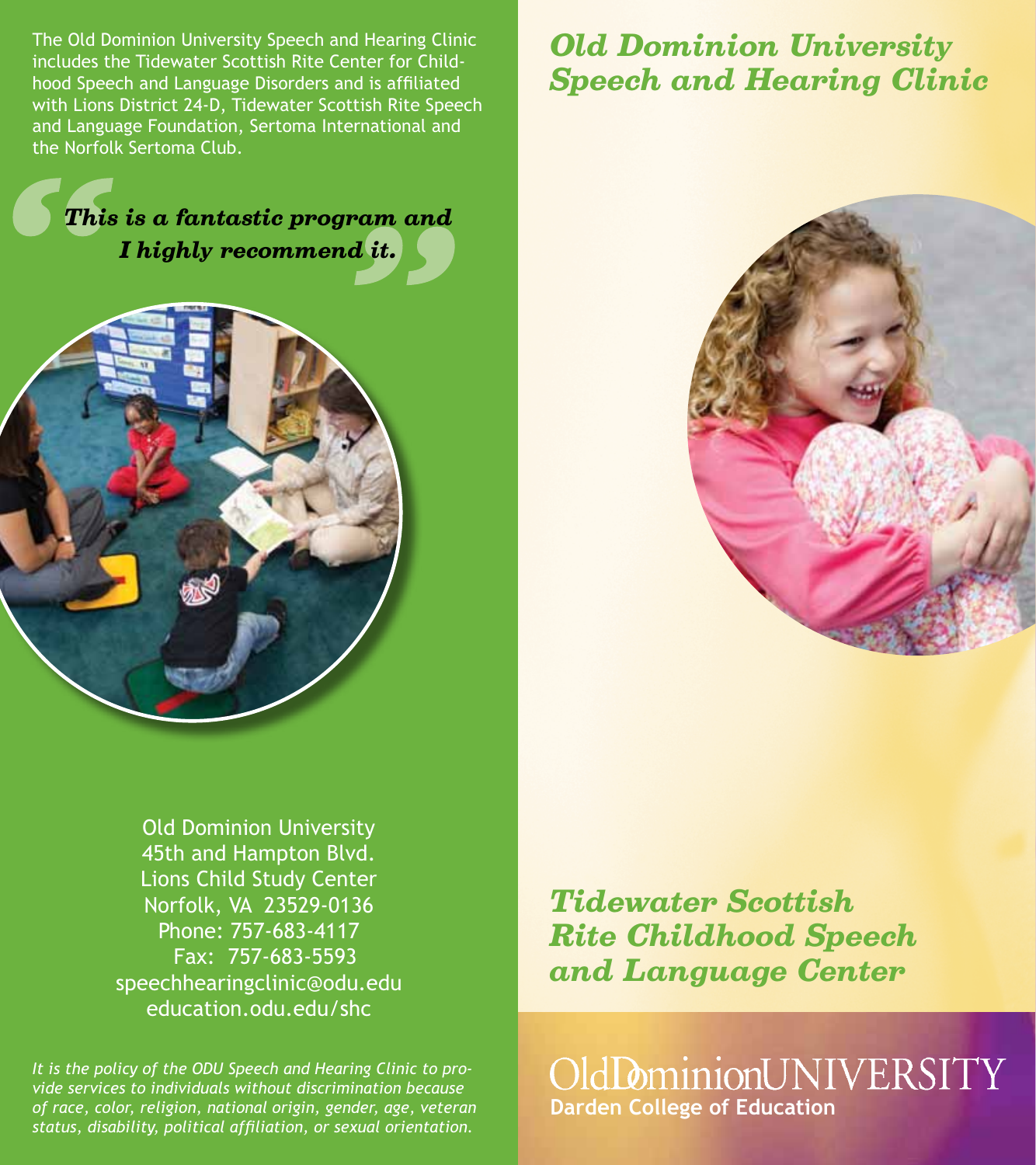The Old Dominion University Speech and Hearing Clinic includes the Tidewater Scottish Rite Center for Childhood Speech and Language Disorders and is affiliated with Lions District 24-D, Tidewater Scottish Rite Speech and Language Foundation, Sertoma International and the Norfolk Sertoma Club.

> ***"This is a fantastic program and I highly recommend it."***

Old Dominion University
45th and Hampton Blvd.
Lions Child Study Center
Norfolk, VA 23529-0136
Phone: 757-683-4117
Fax: 757-683-5593
speechhearingclinic@odu.edu
education.odu.edu/shc

*It is the policy of the ODU Speech and Hearing Clinic to provide services to individuals without discrimination because of race, color, religion, national origin, gender, age, veteran status, disability, political affiliation, or sexual orientation.*

# *Old Dominion University Speech and Hearing Clinic*

## *Tidewater Scottish Rite Childhood Speech and Language Center*

Old Dominion UNIVERSITY
**Darden College of Education**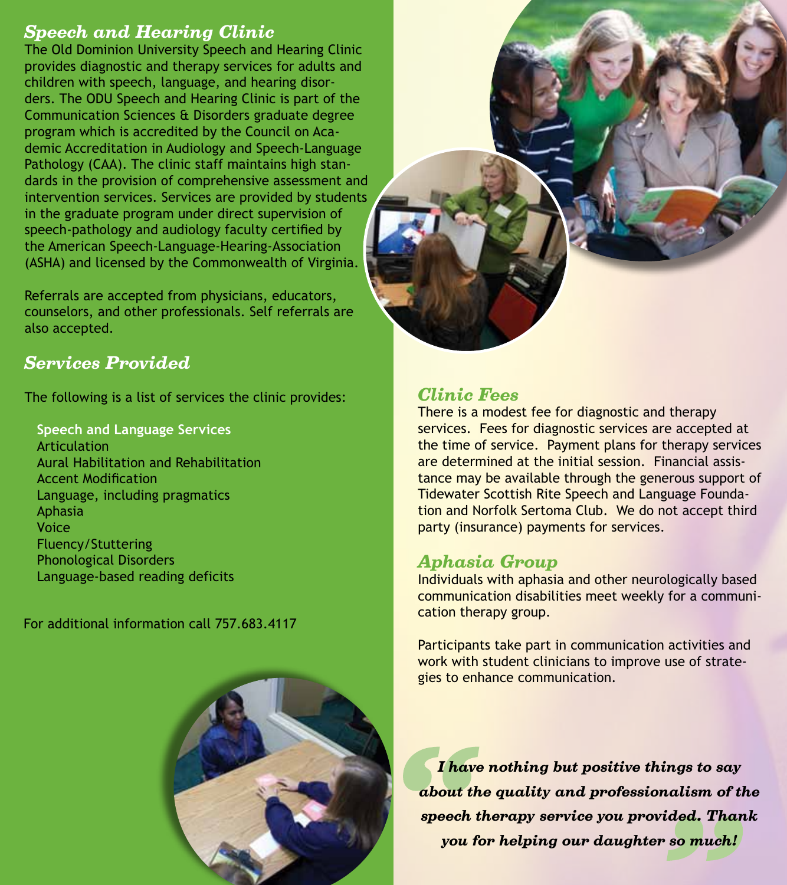## *Speech and Hearing Clinic*

The Old Dominion University Speech and Hearing Clinic provides diagnostic and therapy services for adults and children with speech, language, and hearing disorders. The ODU Speech and Hearing Clinic is part of the Communication Sciences & Disorders graduate degree program which is accredited by the Council on Academic Accreditation in Audiology and Speech-Language Pathology (CAA). The clinic staff maintains high standards in the provision of comprehensive assessment and intervention services. Services are provided by students in the graduate program under direct supervision of speech-pathology and audiology faculty certified by the American Speech-Language-Hearing-Association (ASHA) and licensed by the Commonwealth of Virginia.

Referrals are accepted from physicians, educators, counselors, and other professionals. Self referrals are also accepted.

## *Services Provided*

The following is a list of services the clinic provides:

**Speech and Language Services**
- Articulation
- Aural Habilitation and Rehabilitation
- Accent Modification
- Language, including pragmatics
- Aphasia
- Voice
- Fluency/Stuttering
- Phonological Disorders
- Language-based reading deficits

For additional information call 757.683.4117

## *Clinic Fees*

There is a modest fee for diagnostic and therapy services. Fees for diagnostic services are accepted at the time of service. Payment plans for therapy services are determined at the initial session. Financial assistance may be available through the generous support of Tidewater Scottish Rite Speech and Language Foundation and Norfolk Sertoma Club. We do not accept third party (insurance) payments for services.

## *Aphasia Group*

Individuals with aphasia and other neurologically based communication disabilities meet weekly for a communication therapy group.

Participants take part in communication activities and work with student clinicians to improve use of strategies to enhance communication.

> ***"I have nothing but positive things to say about the quality and professionalism of the speech therapy service you provided. Thank you for helping our daughter so much!"***